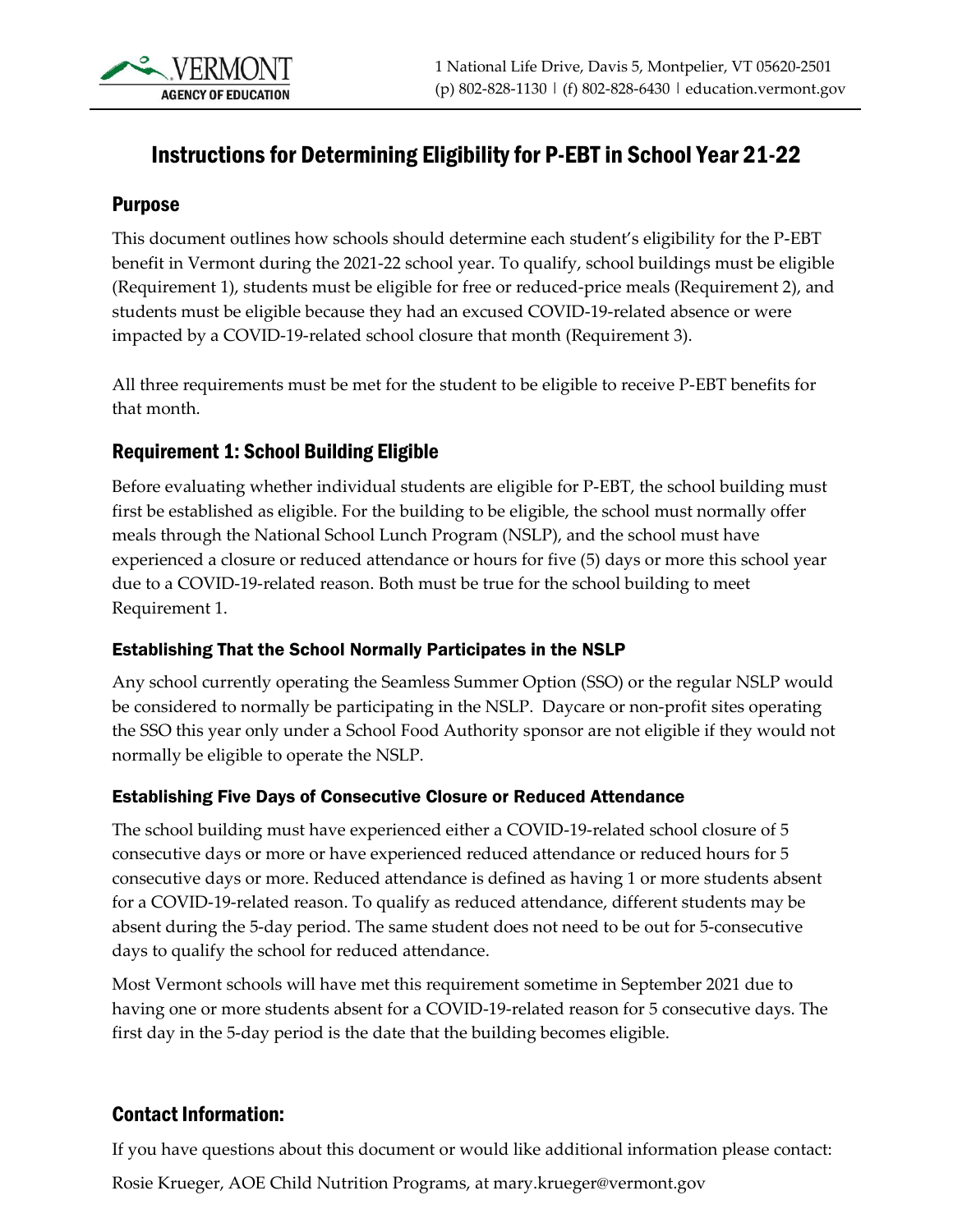VERMONT AGENCY OF EDUCATION

1 National Life Drive, Davis 5, Montpelier, VT 05620-2501
(p) 802-828-1130 | (f) 802-828-6430 | education.vermont.gov

# Instructions for Determining Eligibility for P-EBT in School Year 21-22

## Purpose

This document outlines how schools should determine each student's eligibility for the P-EBT benefit in Vermont during the 2021-22 school year. To qualify, school buildings must be eligible (Requirement 1), students must be eligible for free or reduced-price meals (Requirement 2), and students must be eligible because they had an excused COVID-19-related absence or were impacted by a COVID-19-related school closure that month (Requirement 3).

All three requirements must be met for the student to be eligible to receive P-EBT benefits for that month.

## Requirement 1: School Building Eligible

Before evaluating whether individual students are eligible for P-EBT, the school building must first be established as eligible. For the building to be eligible, the school must normally offer meals through the National School Lunch Program (NSLP), and the school must have experienced a closure or reduced attendance or hours for five (5) days or more this school year due to a COVID-19-related reason. Both must be true for the school building to meet Requirement 1.

### Establishing That the School Normally Participates in the NSLP

Any school currently operating the Seamless Summer Option (SSO) or the regular NSLP would be considered to normally be participating in the NSLP. Daycare or non-profit sites operating the SSO this year only under a School Food Authority sponsor are not eligible if they would not normally be eligible to operate the NSLP.

### Establishing Five Days of Consecutive Closure or Reduced Attendance

The school building must have experienced either a COVID-19-related school closure of 5 consecutive days or more or have experienced reduced attendance or reduced hours for 5 consecutive days or more. Reduced attendance is defined as having 1 or more students absent for a COVID-19-related reason. To qualify as reduced attendance, different students may be absent during the 5-day period. The same student does not need to be out for 5-consecutive days to qualify the school for reduced attendance.

Most Vermont schools will have met this requirement sometime in September 2021 due to having one or more students absent for a COVID-19-related reason for 5 consecutive days. The first day in the 5-day period is the date that the building becomes eligible.

## Contact Information:

If you have questions about this document or would like additional information please contact:

Rosie Krueger, AOE Child Nutrition Programs, at mary.krueger@vermont.gov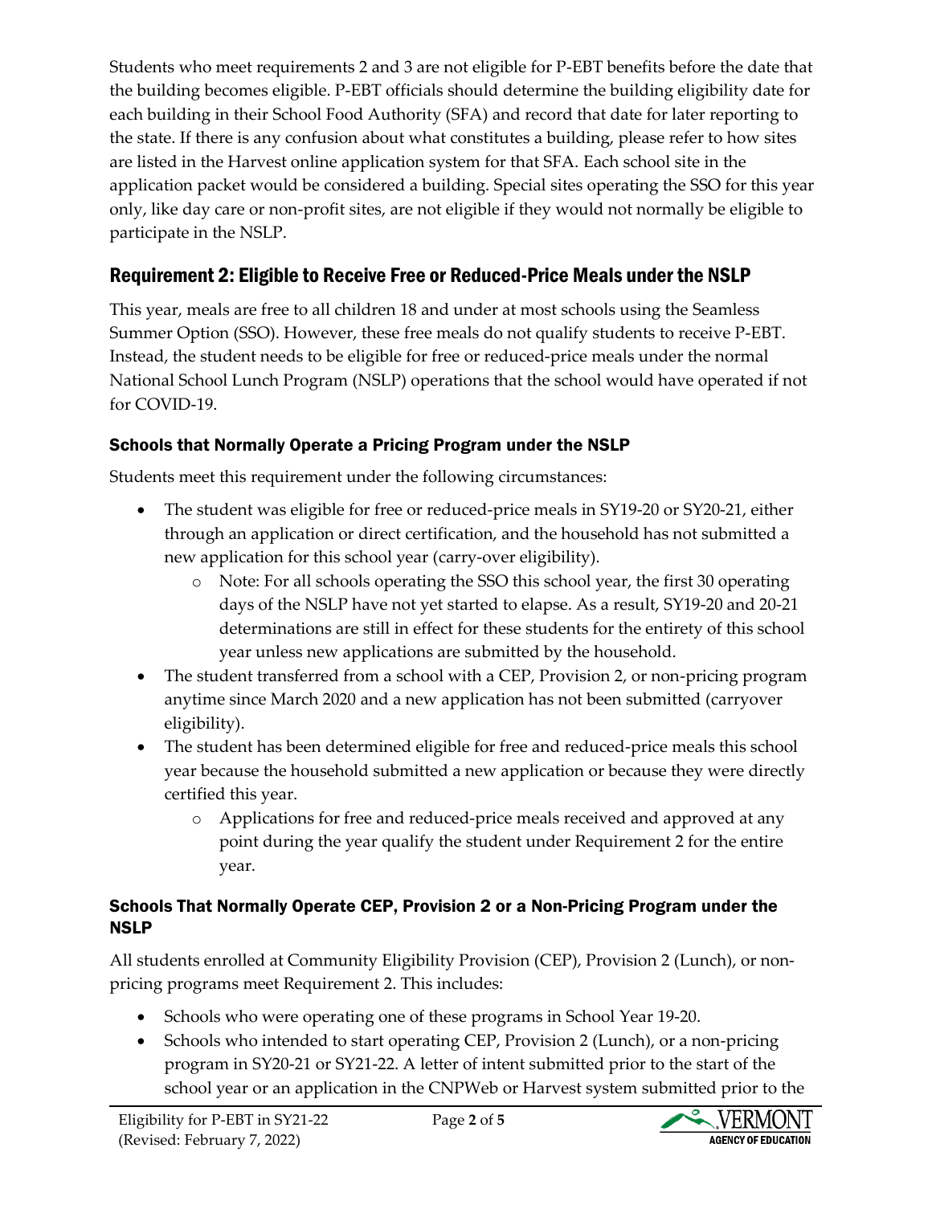Students who meet requirements 2 and 3 are not eligible for P-EBT benefits before the date that the building becomes eligible. P-EBT officials should determine the building eligibility date for each building in their School Food Authority (SFA) and record that date for later reporting to the state. If there is any confusion about what constitutes a building, please refer to how sites are listed in the Harvest online application system for that SFA. Each school site in the application packet would be considered a building. Special sites operating the SSO for this year only, like day care or non-profit sites, are not eligible if they would not normally be eligible to participate in the NSLP.

## Requirement 2: Eligible to Receive Free or Reduced-Price Meals under the NSLP

This year, meals are free to all children 18 and under at most schools using the Seamless Summer Option (SSO). However, these free meals do not qualify students to receive P-EBT. Instead, the student needs to be eligible for free or reduced-price meals under the normal National School Lunch Program (NSLP) operations that the school would have operated if not for COVID-19.

### Schools that Normally Operate a Pricing Program under the NSLP

Students meet this requirement under the following circumstances:

- The student was eligible for free or reduced-price meals in SY19-20 or SY20-21, either through an application or direct certification, and the household has not submitted a new application for this school year (carry-over eligibility).
  - Note: For all schools operating the SSO this school year, the first 30 operating days of the NSLP have not yet started to elapse. As a result, SY19-20 and 20-21 determinations are still in effect for these students for the entirety of this school year unless new applications are submitted by the household.
- The student transferred from a school with a CEP, Provision 2, or non-pricing program anytime since March 2020 and a new application has not been submitted (carryover eligibility).
- The student has been determined eligible for free and reduced-price meals this school year because the household submitted a new application or because they were directly certified this year.
  - Applications for free and reduced-price meals received and approved at any point during the year qualify the student under Requirement 2 for the entire year.

### Schools That Normally Operate CEP, Provision 2 or a Non-Pricing Program under the NSLP

All students enrolled at Community Eligibility Provision (CEP), Provision 2 (Lunch), or non-pricing programs meet Requirement 2. This includes:

- Schools who were operating one of these programs in School Year 19-20.
- Schools who intended to start operating CEP, Provision 2 (Lunch), or a non-pricing program in SY20-21 or SY21-22. A letter of intent submitted prior to the start of the school year or an application in the CNPWeb or Harvest system submitted prior to the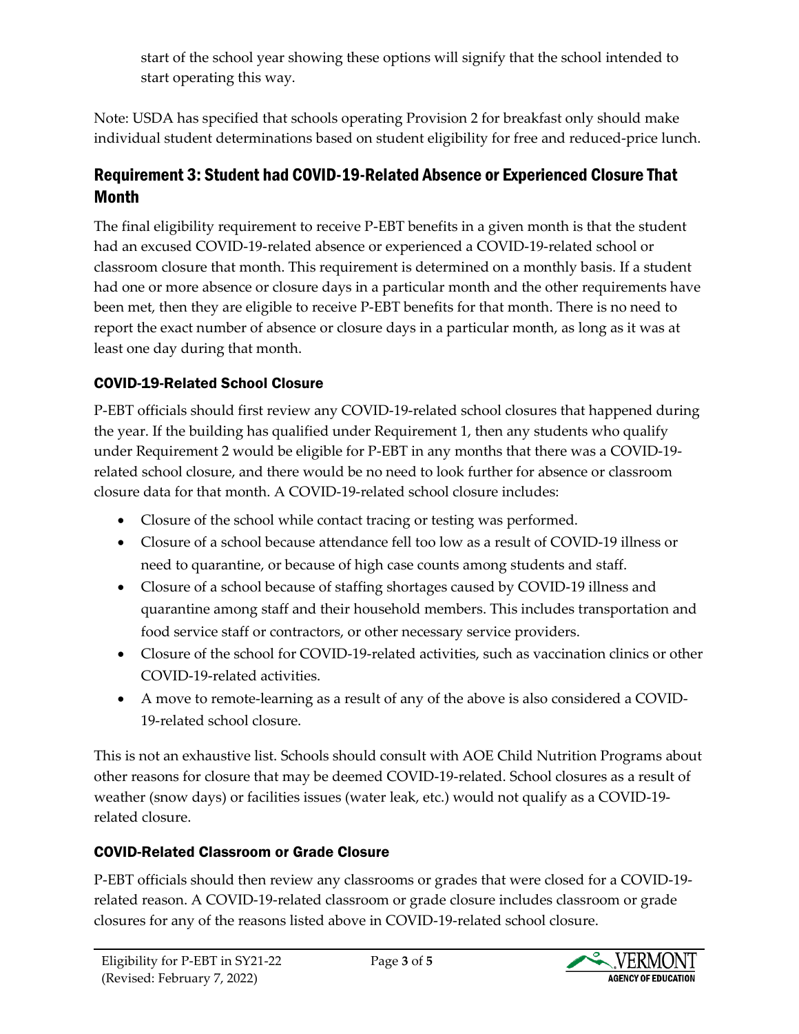start of the school year showing these options will signify that the school intended to start operating this way.

Note: USDA has specified that schools operating Provision 2 for breakfast only should make individual student determinations based on student eligibility for free and reduced-price lunch.

## Requirement 3: Student had COVID-19-Related Absence or Experienced Closure That Month

The final eligibility requirement to receive P-EBT benefits in a given month is that the student had an excused COVID-19-related absence or experienced a COVID-19-related school or classroom closure that month. This requirement is determined on a monthly basis. If a student had one or more absence or closure days in a particular month and the other requirements have been met, then they are eligible to receive P-EBT benefits for that month. There is no need to report the exact number of absence or closure days in a particular month, as long as it was at least one day during that month.

### COVID-19-Related School Closure

P-EBT officials should first review any COVID-19-related school closures that happened during the year. If the building has qualified under Requirement 1, then any students who qualify under Requirement 2 would be eligible for P-EBT in any months that there was a COVID-19-related school closure, and there would be no need to look further for absence or classroom closure data for that month. A COVID-19-related school closure includes:

- Closure of the school while contact tracing or testing was performed.
- Closure of a school because attendance fell too low as a result of COVID-19 illness or need to quarantine, or because of high case counts among students and staff.
- Closure of a school because of staffing shortages caused by COVID-19 illness and quarantine among staff and their household members. This includes transportation and food service staff or contractors, or other necessary service providers.
- Closure of the school for COVID-19-related activities, such as vaccination clinics or other COVID-19-related activities.
- A move to remote-learning as a result of any of the above is also considered a COVID-19-related school closure.

This is not an exhaustive list. Schools should consult with AOE Child Nutrition Programs about other reasons for closure that may be deemed COVID-19-related. School closures as a result of weather (snow days) or facilities issues (water leak, etc.) would not qualify as a COVID-19-related closure.

### COVID-Related Classroom or Grade Closure

P-EBT officials should then review any classrooms or grades that were closed for a COVID-19-related reason. A COVID-19-related classroom or grade closure includes classroom or grade closures for any of the reasons listed above in COVID-19-related school closure.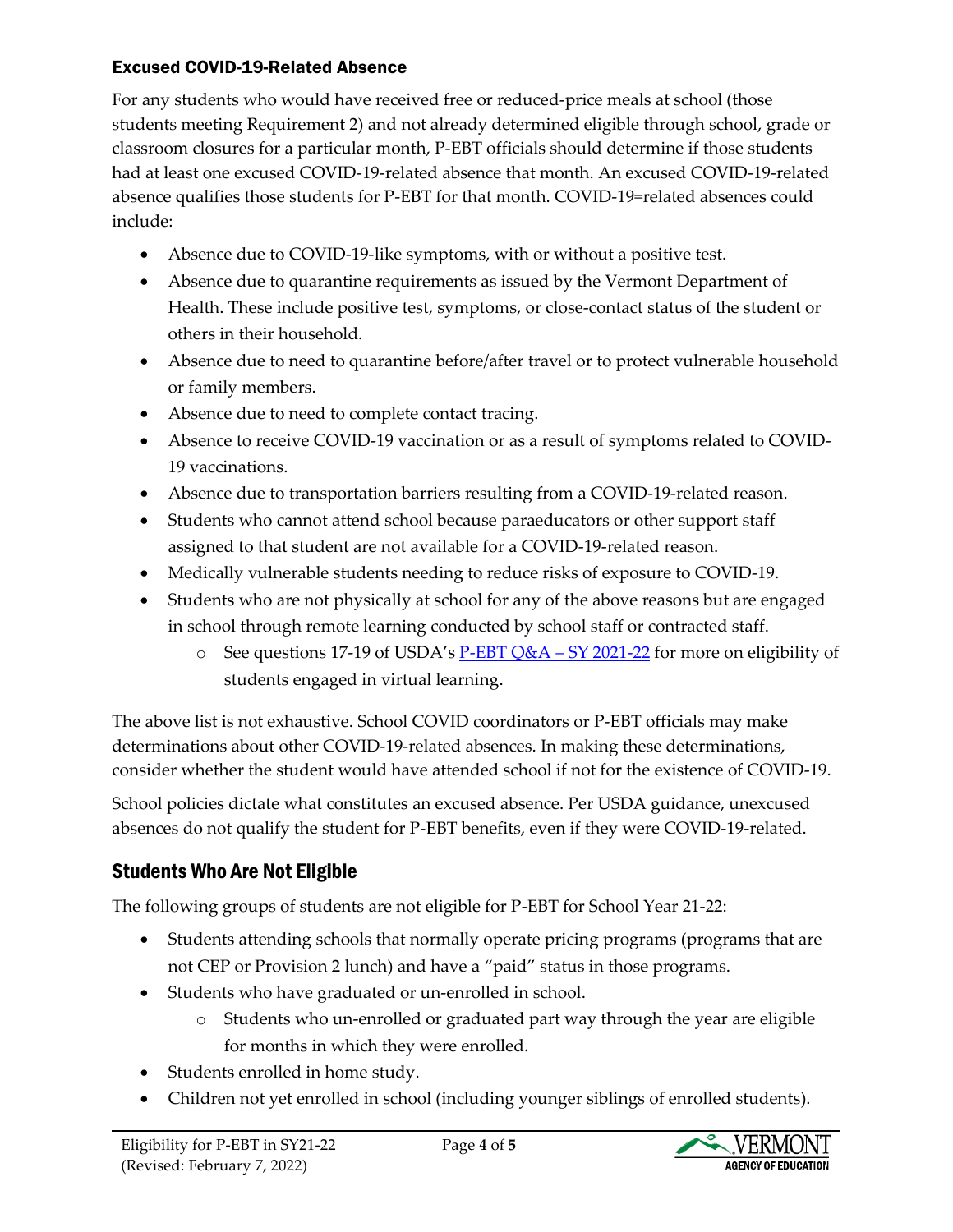### Excused COVID-19-Related Absence

For any students who would have received free or reduced-price meals at school (those students meeting Requirement 2) and not already determined eligible through school, grade or classroom closures for a particular month, P-EBT officials should determine if those students had at least one excused COVID-19-related absence that month. An excused COVID-19-related absence qualifies those students for P-EBT for that month. COVID-19=related absences could include:

- Absence due to COVID-19-like symptoms, with or without a positive test.
- Absence due to quarantine requirements as issued by the Vermont Department of Health. These include positive test, symptoms, or close-contact status of the student or others in their household.
- Absence due to need to quarantine before/after travel or to protect vulnerable household or family members.
- Absence due to need to complete contact tracing.
- Absence to receive COVID-19 vaccination or as a result of symptoms related to COVID-19 vaccinations.
- Absence due to transportation barriers resulting from a COVID-19-related reason.
- Students who cannot attend school because paraeducators or other support staff assigned to that student are not available for a COVID-19-related reason.
- Medically vulnerable students needing to reduce risks of exposure to COVID-19.
- Students who are not physically at school for any of the above reasons but are engaged in school through remote learning conducted by school staff or contracted staff.
    - See questions 17-19 of USDA's P-EBT Q&A – SY 2021-22 for more on eligibility of students engaged in virtual learning.

The above list is not exhaustive. School COVID coordinators or P-EBT officials may make determinations about other COVID-19-related absences. In making these determinations, consider whether the student would have attended school if not for the existence of COVID-19.

School policies dictate what constitutes an excused absence. Per USDA guidance, unexcused absences do not qualify the student for P-EBT benefits, even if they were COVID-19-related.

## Students Who Are Not Eligible

The following groups of students are not eligible for P-EBT for School Year 21-22:

- Students attending schools that normally operate pricing programs (programs that are not CEP or Provision 2 lunch) and have a "paid" status in those programs.
- Students who have graduated or un-enrolled in school.
    - Students who un-enrolled or graduated part way through the year are eligible for months in which they were enrolled.
- Students enrolled in home study.
- Children not yet enrolled in school (including younger siblings of enrolled students).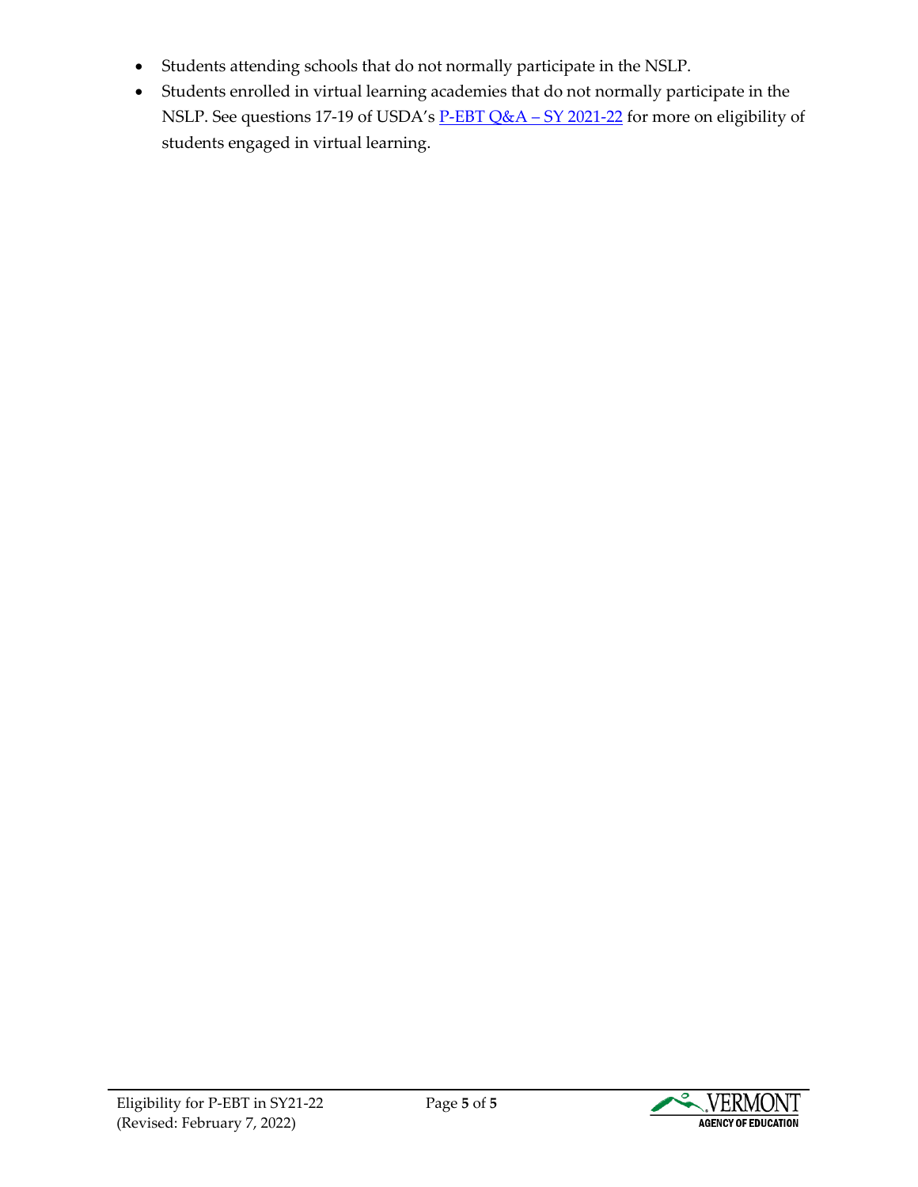- Students attending schools that do not normally participate in the NSLP.
- Students enrolled in virtual learning academies that do not normally participate in the NSLP. See questions 17-19 of USDA's P-EBT Q&A – SY 2021-22 for more on eligibility of students engaged in virtual learning.